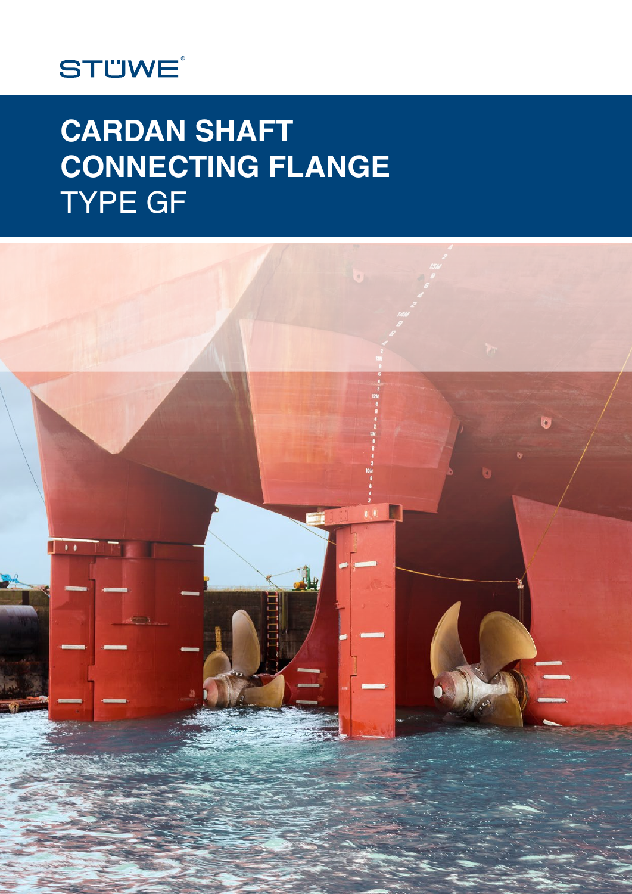STÜWE®

# CARDAN SHAFT CONNECTING FLANGE TYPE GF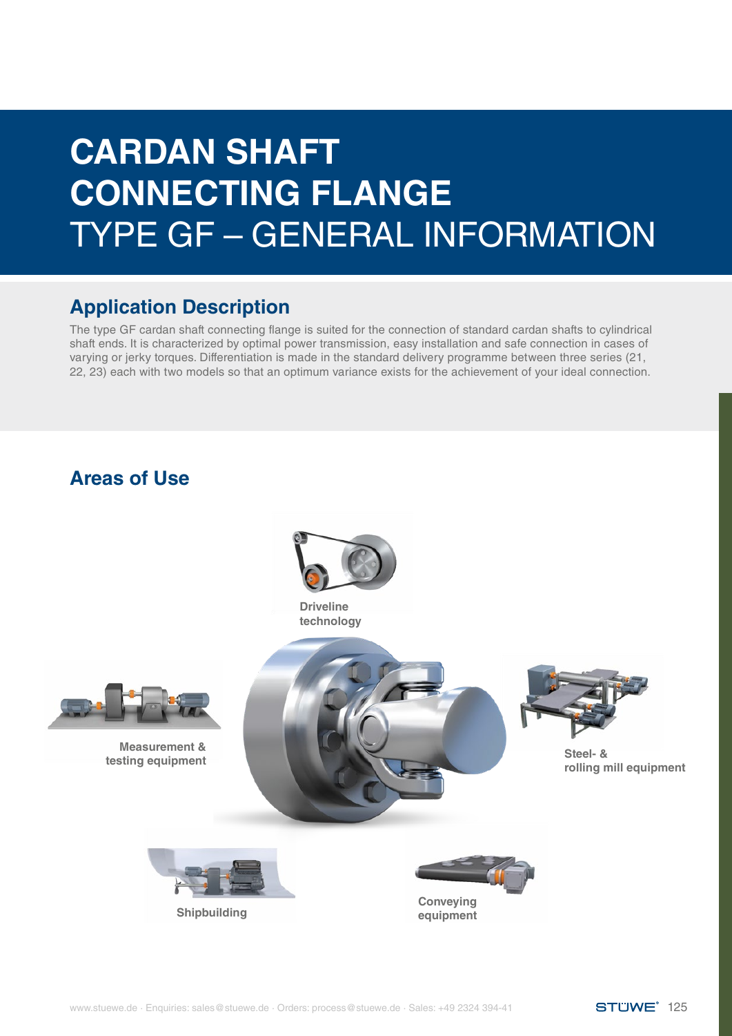# CARDAN SHAFT CONNECTING FLANGE TYPE GF – GENERAL INFORMATION

## Application Description

The type GF cardan shaft connecting flange is suited for the connection of standard cardan shafts to cylindrical shaft ends. It is characterized by optimal power transmission, easy installation and safe connection in cases of varying or jerky torques. Differentiation is made in the standard delivery programme between three series (21, 22, 23) each with two models so that an optimum variance exists for the achievement of your ideal connection.

## Areas of Use

Driveline technology

Measurement & testing equipment

Steel- & rolling mill equipment

Shipbuilding

Conveying equipment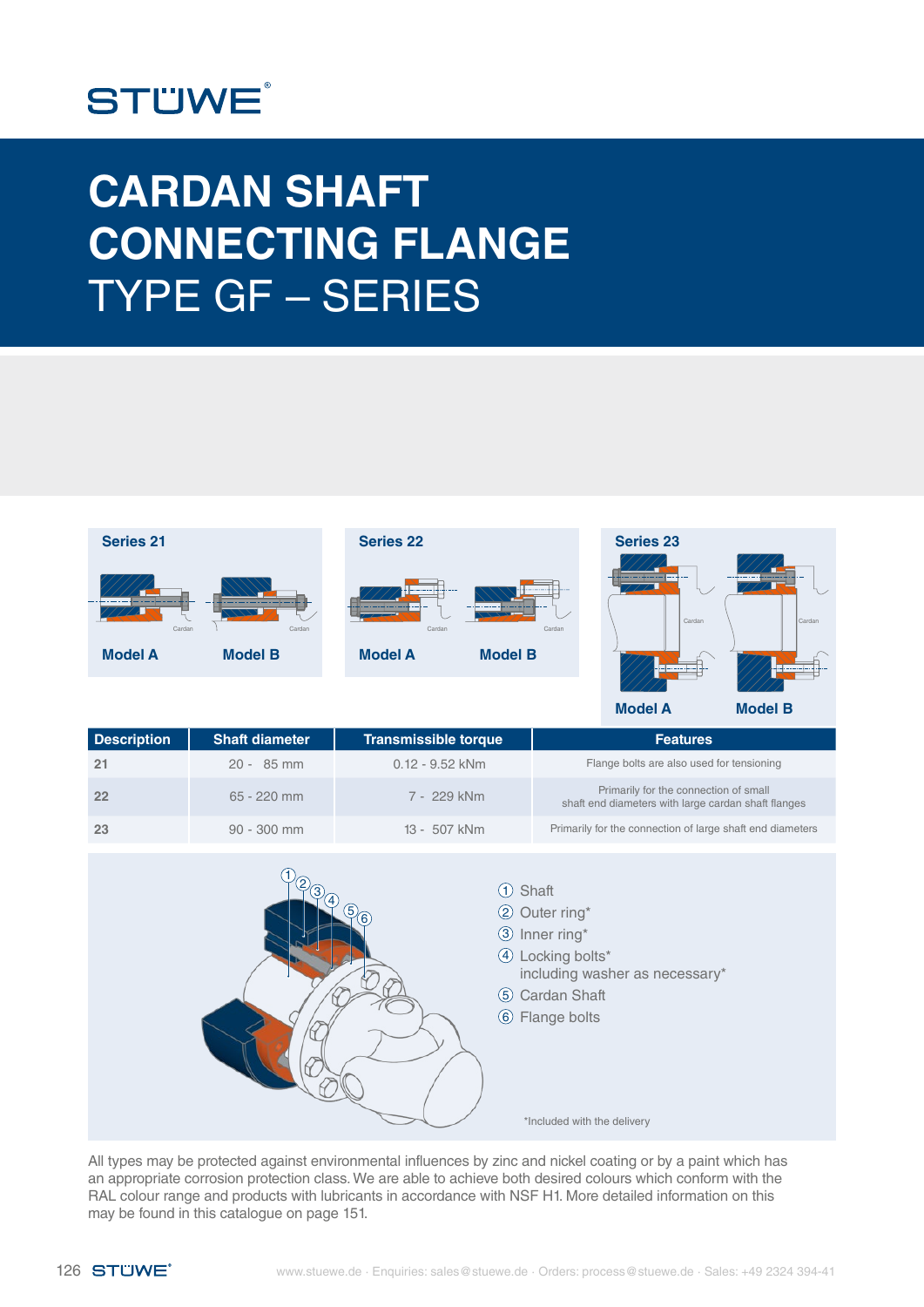# CARDAN SHAFT CONNECTING FLANGE

## TYPE GF – SERIES

**Series 21**

Model A Model B

**Series 22**

Model A Model B

**Series 23**

Model A Model B

| Description | Shaft diameter | Transmissible torque | Features |
|---|---|---|---|
| 21 | 20 - 85 mm | 0.12 - 9.52 kNm | Flange bolts are also used for tensioning |
| 22 | 65 - 220 mm | 7 - 229 kNm | Primarily for the connection of small shaft end diameters with large cardan shaft flanges |
| 23 | 90 - 300 mm | 13 - 507 kNm | Primarily for the connection of large shaft end diameters |

1. Shaft
2. Outer ring*
3. Inner ring*
4. Locking bolts* including washer as necessary*
5. Cardan Shaft
6. Flange bolts

*Included with the delivery

All types may be protected against environmental influences by zinc and nickel coating or by a paint which has an appropriate corrosion protection class. We are able to achieve both desired colours which conform with the RAL colour range and products with lubricants in accordance with NSF H1. More detailed information on this may be found in this catalogue on page 151.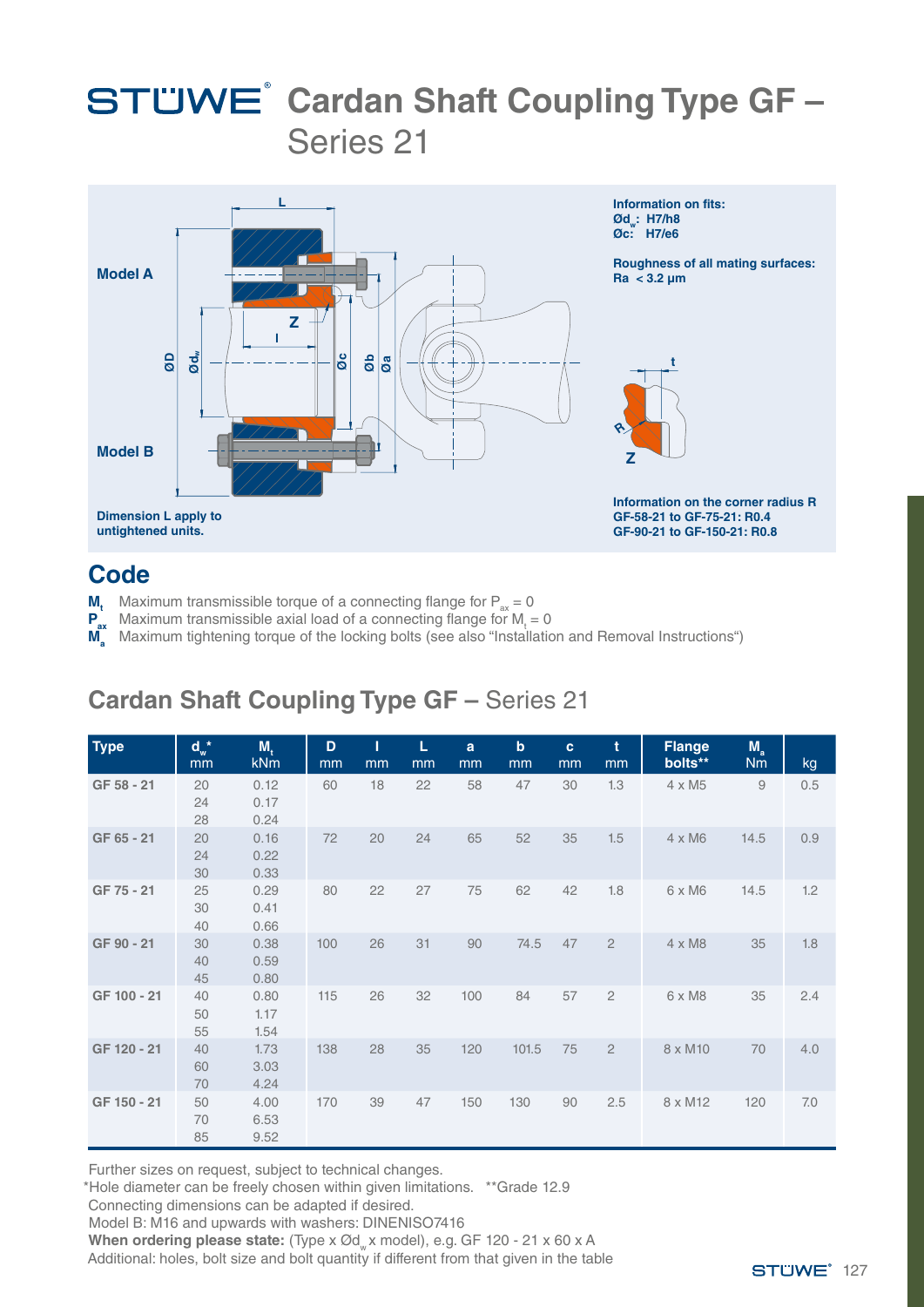# STÜWE® Cardan Shaft Coupling Type GF – Series 21

Model A

Model B

L

Z

l

ØD $Ød_w$ Øc Øb Øa

Dimension L apply to untightened units.

**Information on fits:**
**$Ød_w$: H7/h8**
**Øc: H7/e6**

**Roughness of all mating surfaces:**
**Ra < 3.2 µm**

t

R

Z

**Information on the corner radius R**
**GF-58-21 to GF-75-21: R0.4**
**GF-90-21 to GF-150-21: R0.8**

## Code

**$M_t$** Maximum transmissible torque of a connecting flange for $P_{ax} = 0$
**$P_{ax}$** Maximum transmissible axial load of a connecting flange for $M_t = 0$
**$M_a$** Maximum tightening torque of the locking bolts (see also "Installation and Removal Instructions")

## Cardan Shaft Coupling Type GF – Series 21

| Type | $d_w$* mm | $M_t$ kNm | D mm | l mm | L mm | a mm | b mm | c mm | t mm | Flange bolts** | $M_a$ Nm | kg |
|---|---|---|---|---|---|---|---|---|---|---|---|---|
| GF 58 - 21 | 20<br>24<br>28 | 0.12<br>0.17<br>0.24 | 60 | 18 | 22 | 58 | 47 | 30 | 1.3 | 4 x M5 | 9 | 0.5 |
| GF 65 - 21 | 20<br>24<br>30 | 0.16<br>0.22<br>0.33 | 72 | 20 | 24 | 65 | 52 | 35 | 1.5 | 4 x M6 | 14.5 | 0.9 |
| GF 75 - 21 | 25<br>30<br>40 | 0.29<br>0.41<br>0.66 | 80 | 22 | 27 | 75 | 62 | 42 | 1.8 | 6 x M6 | 14.5 | 1.2 |
| GF 90 - 21 | 30<br>40<br>45 | 0.38<br>0.59<br>0.80 | 100 | 26 | 31 | 90 | 74.5 | 47 | 2 | 4 x M8 | 35 | 1.8 |
| GF 100 - 21 | 40<br>50<br>55 | 0.80<br>1.17<br>1.54 | 115 | 26 | 32 | 100 | 84 | 57 | 2 | 6 x M8 | 35 | 2.4 |
| GF 120 - 21 | 40<br>60<br>70 | 1.73<br>3.03<br>4.24 | 138 | 28 | 35 | 120 | 101.5 | 75 | 2 | 8 x M10 | 70 | 4.0 |
| GF 150 - 21 | 50<br>70<br>85 | 4.00<br>6.53<br>9.52 | 170 | 39 | 47 | 150 | 130 | 90 | 2.5 | 8 x M12 | 120 | 7.0 |

Further sizes on request, subject to technical changes.
*Hole diameter can be freely chosen within given limitations. **Grade 12.9
Connecting dimensions can be adapted if desired.
Model B: M16 and upwards with washers: DINENISO7416
**When ordering please state:** (Type x $Ød_w$ x model), e.g. GF 120 - 21 x 60 x A
Additional: holes, bolt size and bolt quantity if different from that given in the table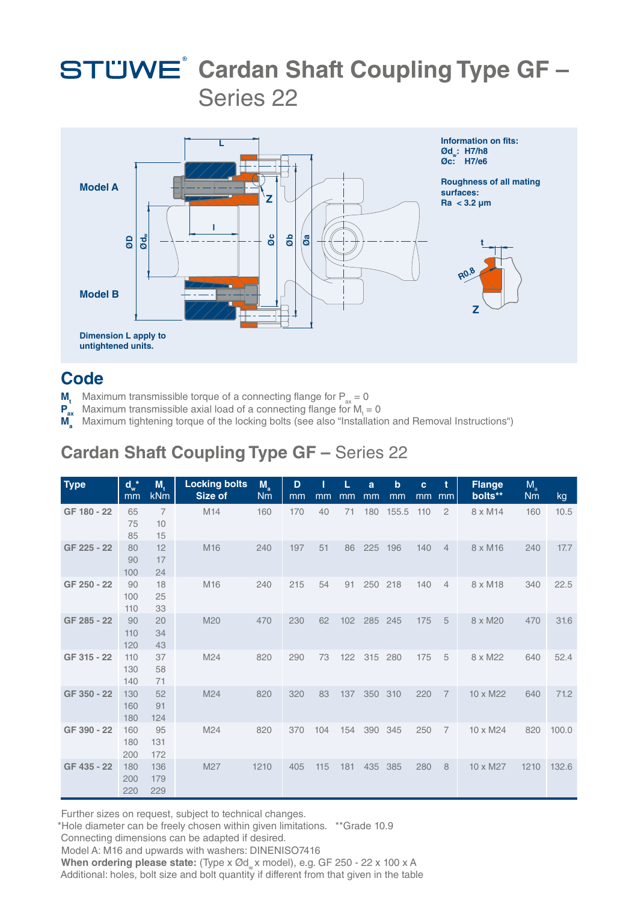# STÜWE® Cardan Shaft Coupling Type GF – Series 22

Model A

Model B

L

l

ØD

$Ød_w$

Øc

Øb

Øa

Z

Information on fits:
$Ød_w$: H7/h8
Øc: H7/e6

Roughness of all mating surfaces:
Ra < 3.2 µm

t

R0.8

Z

Dimension L apply to untightened units.

## Code

**$M_t$** Maximum transmissible torque of a connecting flange for $P_{ax} = 0$
**$P_{ax}$** Maximum transmissible axial load of a connecting flange for $M_t = 0$
**$M_a$** Maximum tightening torque of the locking bolts (see also "Installation and Removal Instructions")

## Cardan Shaft Coupling Type GF – Series 22

| Type | $d_w$* mm | $M_t$ kNm | Locking bolts Size of | $M_a$ Nm | D mm | l mm | L mm | a mm | b mm | c mm | t mm | Flange bolts** | $M_a$ Nm | kg |
|---|---|---|---|---|---|---|---|---|---|---|---|---|---|---|
| GF 180 - 22 | 65<br>75<br>85 | 7<br>10<br>15 | M14 | 160 | 170 | 40 | 71 | 180 | 155.5 | 110 | 2 | 8 x M14 | 160 | 10.5 |
| GF 225 - 22 | 80<br>90<br>100 | 12<br>17<br>24 | M16 | 240 | 197 | 51 | 86 | 225 | 196 | 140 | 4 | 8 x M16 | 240 | 17.7 |
| GF 250 - 22 | 90<br>100<br>110 | 18<br>25<br>33 | M16 | 240 | 215 | 54 | 91 | 250 | 218 | 140 | 4 | 8 x M18 | 340 | 22.5 |
| GF 285 - 22 | 90<br>110<br>120 | 20<br>34<br>43 | M20 | 470 | 230 | 62 | 102 | 285 | 245 | 175 | 5 | 8 x M20 | 470 | 31.6 |
| GF 315 - 22 | 110<br>130<br>140 | 37<br>58<br>71 | M24 | 820 | 290 | 73 | 122 | 315 | 280 | 175 | 5 | 8 x M22 | 640 | 52.4 |
| GF 350 - 22 | 130<br>160<br>180 | 52<br>91<br>124 | M24 | 820 | 320 | 83 | 137 | 350 | 310 | 220 | 7 | 10 x M22 | 640 | 71.2 |
| GF 390 - 22 | 160<br>180<br>200 | 95<br>131<br>172 | M24 | 820 | 370 | 104 | 154 | 390 | 345 | 250 | 7 | 10 x M24 | 820 | 100.0 |
| GF 435 - 22 | 180<br>200<br>220 | 136<br>179<br>229 | M27 | 1210 | 405 | 115 | 181 | 435 | 385 | 280 | 8 | 10 x M27 | 1210 | 132.6 |

Further sizes on request, subject to technical changes.
*Hole diameter can be freely chosen within given limitations. **Grade 10.9
Connecting dimensions can be adapted if desired.
Model A: M16 and upwards with washers: DINENISO7416
**When ordering please state:** (Type x $Ød_w$ x model), e.g. GF 250 - 22 x 100 x A
Additional: holes, bolt size and bolt quantity if different from that given in the table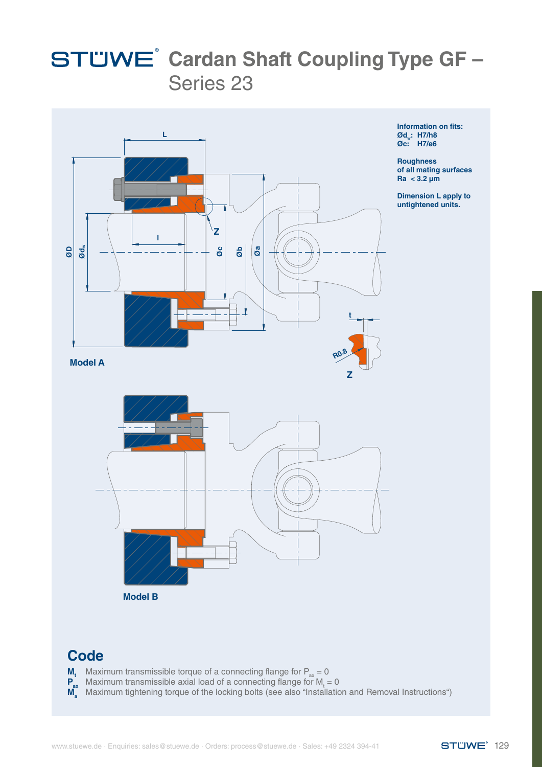# STÜWE® Cardan Shaft Coupling Type GF – Series 23

L

l

Z

ØD

Ø$d_w$

Øc

Øb

Øa

t

R0.8

Z

**Information on fits:**
**Ø$d_w$: H7/h8**
**Øc: H7/e6**

**Roughness of all mating surfaces Ra < 3.2 µm**

**Dimension L apply to untightened units.**

**Model A**

**Model B**

## Code

**$M_t$** Maximum transmissible torque of a connecting flange for $P_{ax} = 0$
**$P_{ax}$** Maximum transmissible axial load of a connecting flange for $M_t = 0$
**$M_a$** Maximum tightening torque of the locking bolts (see also "Installation and Removal Instructions")

www.stuewe.de · Enquiries: sales@stuewe.de · Orders: process@stuewe.de · Sales: +49 2324 394-41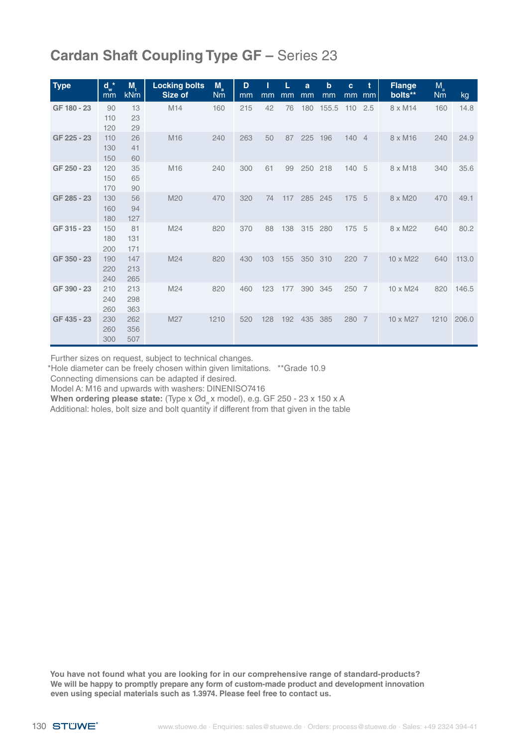# Cardan Shaft Coupling Type GF – Series 23

| Type | $d_w$* mm | $M_t$ kNm | Locking bolts Size of | $M_a$ Nm | D mm | l mm | L mm | a mm | b mm | c mm | t mm | Flange bolts** | $M_a$ Nm | kg |
|---|---|---|---|---|---|---|---|---|---|---|---|---|---|---|
| GF 180 - 23 | 90<br>110<br>120 | 13<br>23<br>29 | M14 | 160 | 215 | 42 | 76 | 180 | 155.5 | 110 | 2.5 | 8 x M14 | 160 | 14.8 |
| GF 225 - 23 | 110<br>130<br>150 | 26<br>41<br>60 | M16 | 240 | 263 | 50 | 87 | 225 | 196 | 140 | 4 | 8 x M16 | 240 | 24.9 |
| GF 250 - 23 | 120<br>150<br>170 | 35<br>65<br>90 | M16 | 240 | 300 | 61 | 99 | 250 | 218 | 140 | 5 | 8 x M18 | 340 | 35.6 |
| GF 285 - 23 | 130<br>160<br>180 | 56<br>94<br>127 | M20 | 470 | 320 | 74 | 117 | 285 | 245 | 175 | 5 | 8 x M20 | 470 | 49.1 |
| GF 315 - 23 | 150<br>180<br>200 | 81<br>131<br>171 | M24 | 820 | 370 | 88 | 138 | 315 | 280 | 175 | 5 | 8 x M22 | 640 | 80.2 |
| GF 350 - 23 | 190<br>220<br>240 | 147<br>213<br>265 | M24 | 820 | 430 | 103 | 155 | 350 | 310 | 220 | 7 | 10 x M22 | 640 | 113.0 |
| GF 390 - 23 | 210<br>240<br>260 | 213<br>298<br>363 | M24 | 820 | 460 | 123 | 177 | 390 | 345 | 250 | 7 | 10 x M24 | 820 | 146.5 |
| GF 435 - 23 | 230<br>260<br>300 | 262<br>356<br>507 | M27 | 1210 | 520 | 128 | 192 | 435 | 385 | 280 | 7 | 10 x M27 | 1210 | 206.0 |

Further sizes on request, subject to technical changes.
*Hole diameter can be freely chosen within given limitations. **Grade 10.9
Connecting dimensions can be adapted if desired.
Model A: M16 and upwards with washers: DINENISO7416
**When ordering please state:** (Type x Ø$d_w$ x model), e.g. GF 250 - 23 x 150 x A
Additional: holes, bolt size and bolt quantity if different from that given in the table

**You have not found what you are looking for in our comprehensive range of standard-products? We will be happy to promptly prepare any form of custom-made product and development innovation even using special materials such as 1.3974. Please feel free to contact us.**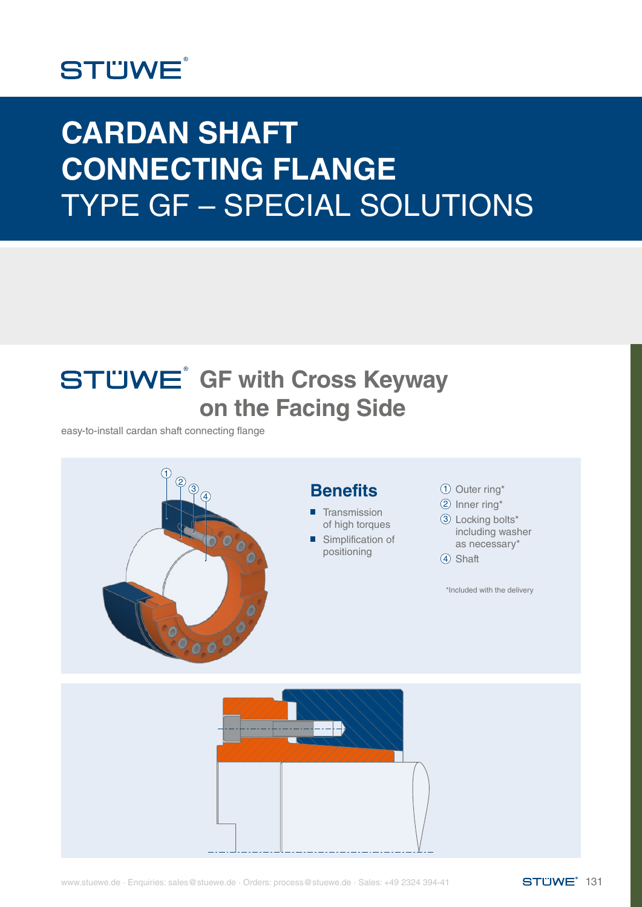# CARDAN SHAFT CONNECTING FLANGE

TYPE GF – SPECIAL SOLUTIONS

## STÜWE® GF with Cross Keyway on the Facing Side

easy-to-install cardan shaft connecting flange

### Benefits

- Transmission of high torques
- Simplification of positioning

① Outer ring*
② Inner ring*
③ Locking bolts* including washer as necessary*
④ Shaft

*Included with the delivery

www.stuwe.de · Enquiries: sales@stuewe.de · Orders: process@stuewe.de · Sales: +49 2324 394-41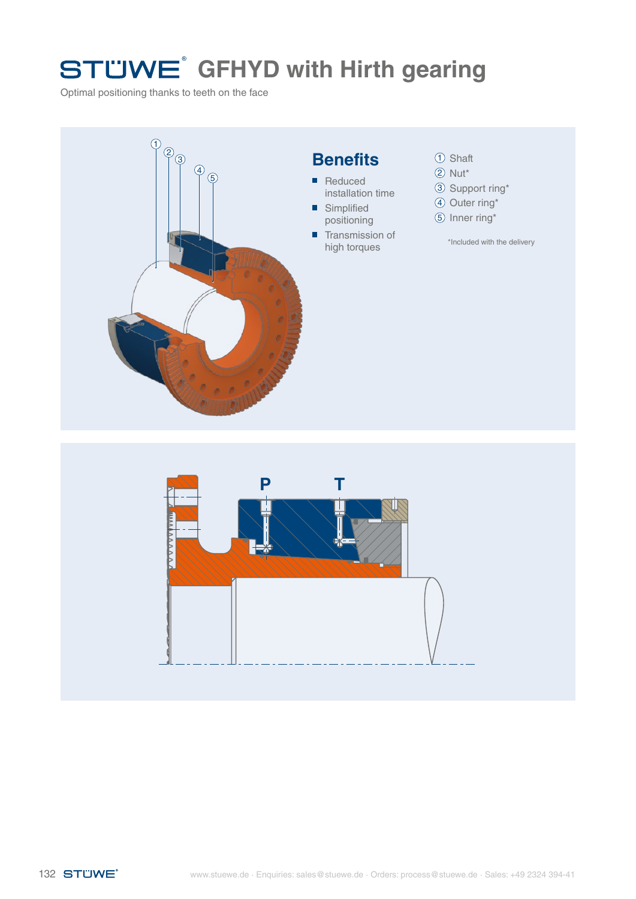# STÜWE® GFHYD with Hirth gearing

Optimal positioning thanks to teeth on the face

## Benefits

- Reduced installation time
- Simplified positioning
- Transmission of high torques

① Shaft
② Nut*
③ Support ring*
④ Outer ring*
⑤ Inner ring*

*Included with the delivery

P

T